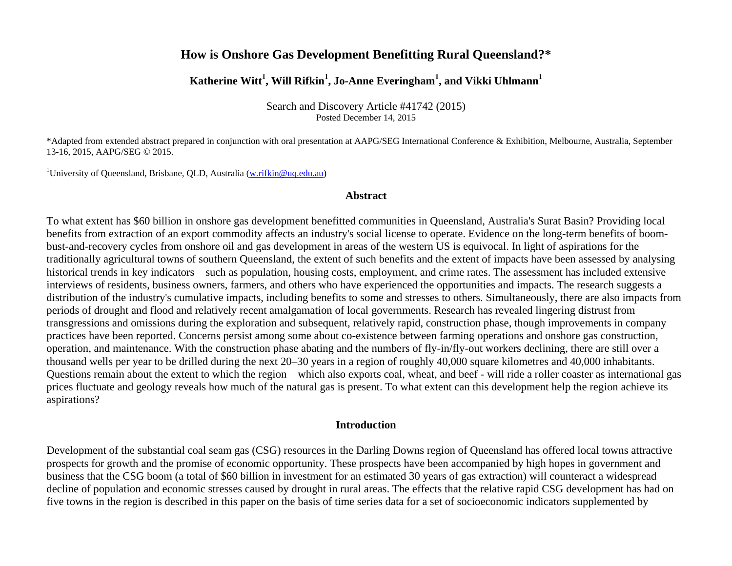# How is Onshore Gas Development Benefitting Rural Queensland?*

**Katherine Witt[1], Will Rifkin[1], Jo-Anne Everingham[1], and Vikki Uhlmann[1]**

Search and Discovery Article #41742 (2015)
Posted December 14, 2015

*Adapted from extended abstract prepared in conjunction with oral presentation at AAPG/SEG International Conference & Exhibition, Melbourne, Australia, September 13-16, 2015, AAPG/SEG © 2015.

[1]University of Queensland, Brisbane, QLD, Australia (w.rifkin@uq.edu.au)

## Abstract

To what extent has $60 billion in onshore gas development benefitted communities in Queensland, Australia's Surat Basin? Providing local benefits from extraction of an export commodity affects an industry's social license to operate. Evidence on the long-term benefits of boom-bust-and-recovery cycles from onshore oil and gas development in areas of the western US is equivocal. In light of aspirations for the traditionally agricultural towns of southern Queensland, the extent of such benefits and the extent of impacts have been assessed by analysing historical trends in key indicators – such as population, housing costs, employment, and crime rates. The assessment has included extensive interviews of residents, business owners, farmers, and others who have experienced the opportunities and impacts. The research suggests a distribution of the industry's cumulative impacts, including benefits to some and stresses to others. Simultaneously, there are also impacts from periods of drought and flood and relatively recent amalgamation of local governments. Research has revealed lingering distrust from transgressions and omissions during the exploration and subsequent, relatively rapid, construction phase, though improvements in company practices have been reported. Concerns persist among some about co-existence between farming operations and onshore gas construction, operation, and maintenance. With the construction phase abating and the numbers of fly-in/fly-out workers declining, there are still over a thousand wells per year to be drilled during the next 20–30 years in a region of roughly 40,000 square kilometres and 40,000 inhabitants. Questions remain about the extent to which the region – which also exports coal, wheat, and beef - will ride a roller coaster as international gas prices fluctuate and geology reveals how much of the natural gas is present. To what extent can this development help the region achieve its aspirations?

## Introduction

Development of the substantial coal seam gas (CSG) resources in the Darling Downs region of Queensland has offered local towns attractive prospects for growth and the promise of economic opportunity. These prospects have been accompanied by high hopes in government and business that the CSG boom (a total of $60 billion in investment for an estimated 30 years of gas extraction) will counteract a widespread decline of population and economic stresses caused by drought in rural areas. The effects that the relative rapid CSG development has had on five towns in the region is described in this paper on the basis of time series data for a set of socioeconomic indicators supplemented by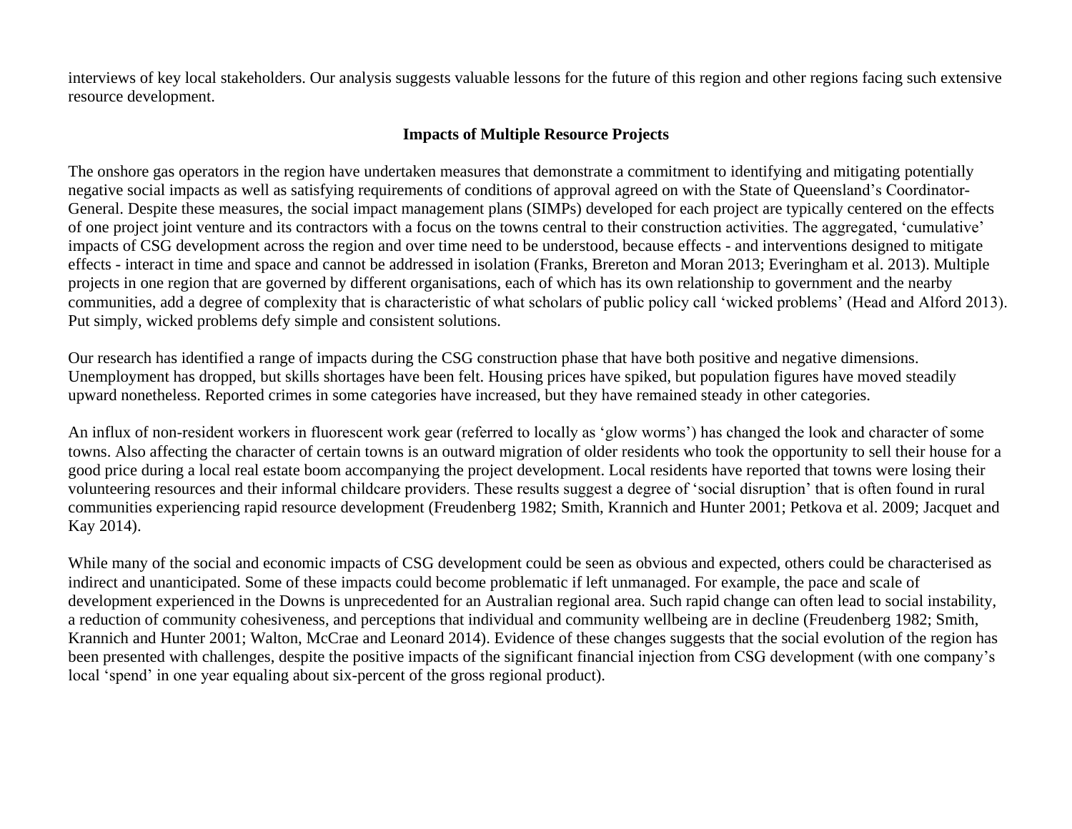interviews of key local stakeholders. Our analysis suggests valuable lessons for the future of this region and other regions facing such extensive resource development.

## Impacts of Multiple Resource Projects

The onshore gas operators in the region have undertaken measures that demonstrate a commitment to identifying and mitigating potentially negative social impacts as well as satisfying requirements of conditions of approval agreed on with the State of Queensland's Coordinator-General. Despite these measures, the social impact management plans (SIMPs) developed for each project are typically centered on the effects of one project joint venture and its contractors with a focus on the towns central to their construction activities. The aggregated, 'cumulative' impacts of CSG development across the region and over time need to be understood, because effects - and interventions designed to mitigate effects - interact in time and space and cannot be addressed in isolation (Franks, Brereton and Moran 2013; Everingham et al. 2013). Multiple projects in one region that are governed by different organisations, each of which has its own relationship to government and the nearby communities, add a degree of complexity that is characteristic of what scholars of public policy call 'wicked problems' (Head and Alford 2013). Put simply, wicked problems defy simple and consistent solutions.

Our research has identified a range of impacts during the CSG construction phase that have both positive and negative dimensions. Unemployment has dropped, but skills shortages have been felt. Housing prices have spiked, but population figures have moved steadily upward nonetheless. Reported crimes in some categories have increased, but they have remained steady in other categories.

An influx of non-resident workers in fluorescent work gear (referred to locally as 'glow worms') has changed the look and character of some towns. Also affecting the character of certain towns is an outward migration of older residents who took the opportunity to sell their house for a good price during a local real estate boom accompanying the project development. Local residents have reported that towns were losing their volunteering resources and their informal childcare providers. These results suggest a degree of 'social disruption' that is often found in rural communities experiencing rapid resource development (Freudenberg 1982; Smith, Krannich and Hunter 2001; Petkova et al. 2009; Jacquet and Kay 2014).

While many of the social and economic impacts of CSG development could be seen as obvious and expected, others could be characterised as indirect and unanticipated. Some of these impacts could become problematic if left unmanaged. For example, the pace and scale of development experienced in the Downs is unprecedented for an Australian regional area. Such rapid change can often lead to social instability, a reduction of community cohesiveness, and perceptions that individual and community wellbeing are in decline (Freudenberg 1982; Smith, Krannich and Hunter 2001; Walton, McCrae and Leonard 2014). Evidence of these changes suggests that the social evolution of the region has been presented with challenges, despite the positive impacts of the significant financial injection from CSG development (with one company's local 'spend' in one year equaling about six-percent of the gross regional product).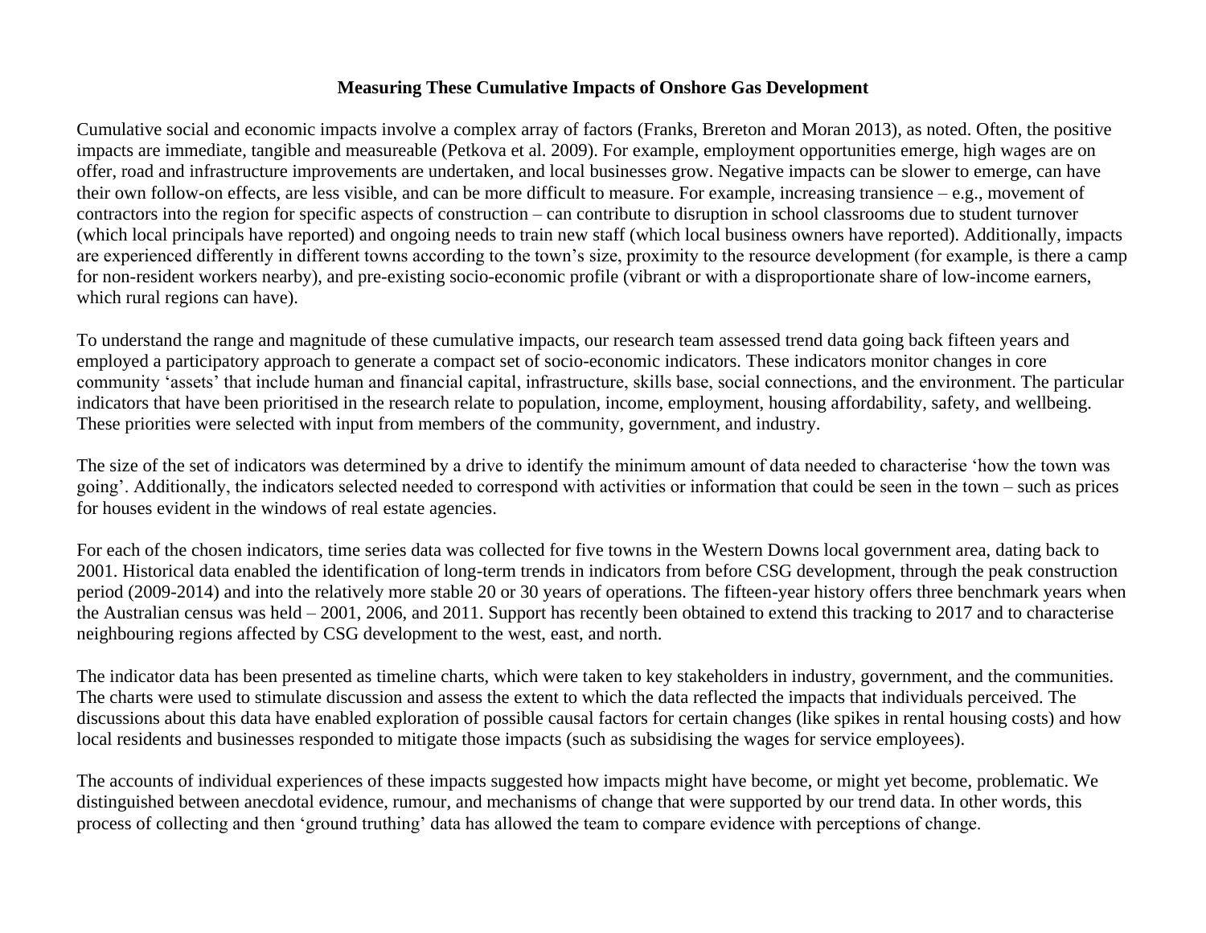## Measuring These Cumulative Impacts of Onshore Gas Development

Cumulative social and economic impacts involve a complex array of factors (Franks, Brereton and Moran 2013), as noted. Often, the positive impacts are immediate, tangible and measureable (Petkova et al. 2009). For example, employment opportunities emerge, high wages are on offer, road and infrastructure improvements are undertaken, and local businesses grow. Negative impacts can be slower to emerge, can have their own follow-on effects, are less visible, and can be more difficult to measure. For example, increasing transience – e.g., movement of contractors into the region for specific aspects of construction – can contribute to disruption in school classrooms due to student turnover (which local principals have reported) and ongoing needs to train new staff (which local business owners have reported). Additionally, impacts are experienced differently in different towns according to the town's size, proximity to the resource development (for example, is there a camp for non-resident workers nearby), and pre-existing socio-economic profile (vibrant or with a disproportionate share of low-income earners, which rural regions can have).

To understand the range and magnitude of these cumulative impacts, our research team assessed trend data going back fifteen years and employed a participatory approach to generate a compact set of socio-economic indicators. These indicators monitor changes in core community 'assets' that include human and financial capital, infrastructure, skills base, social connections, and the environment. The particular indicators that have been prioritised in the research relate to population, income, employment, housing affordability, safety, and wellbeing. These priorities were selected with input from members of the community, government, and industry.

The size of the set of indicators was determined by a drive to identify the minimum amount of data needed to characterise 'how the town was going'. Additionally, the indicators selected needed to correspond with activities or information that could be seen in the town – such as prices for houses evident in the windows of real estate agencies.

For each of the chosen indicators, time series data was collected for five towns in the Western Downs local government area, dating back to 2001. Historical data enabled the identification of long-term trends in indicators from before CSG development, through the peak construction period (2009-2014) and into the relatively more stable 20 or 30 years of operations. The fifteen-year history offers three benchmark years when the Australian census was held – 2001, 2006, and 2011. Support has recently been obtained to extend this tracking to 2017 and to characterise neighbouring regions affected by CSG development to the west, east, and north.

The indicator data has been presented as timeline charts, which were taken to key stakeholders in industry, government, and the communities. The charts were used to stimulate discussion and assess the extent to which the data reflected the impacts that individuals perceived. The discussions about this data have enabled exploration of possible causal factors for certain changes (like spikes in rental housing costs) and how local residents and businesses responded to mitigate those impacts (such as subsidising the wages for service employees).

The accounts of individual experiences of these impacts suggested how impacts might have become, or might yet become, problematic. We distinguished between anecdotal evidence, rumour, and mechanisms of change that were supported by our trend data. In other words, this process of collecting and then 'ground truthing' data has allowed the team to compare evidence with perceptions of change.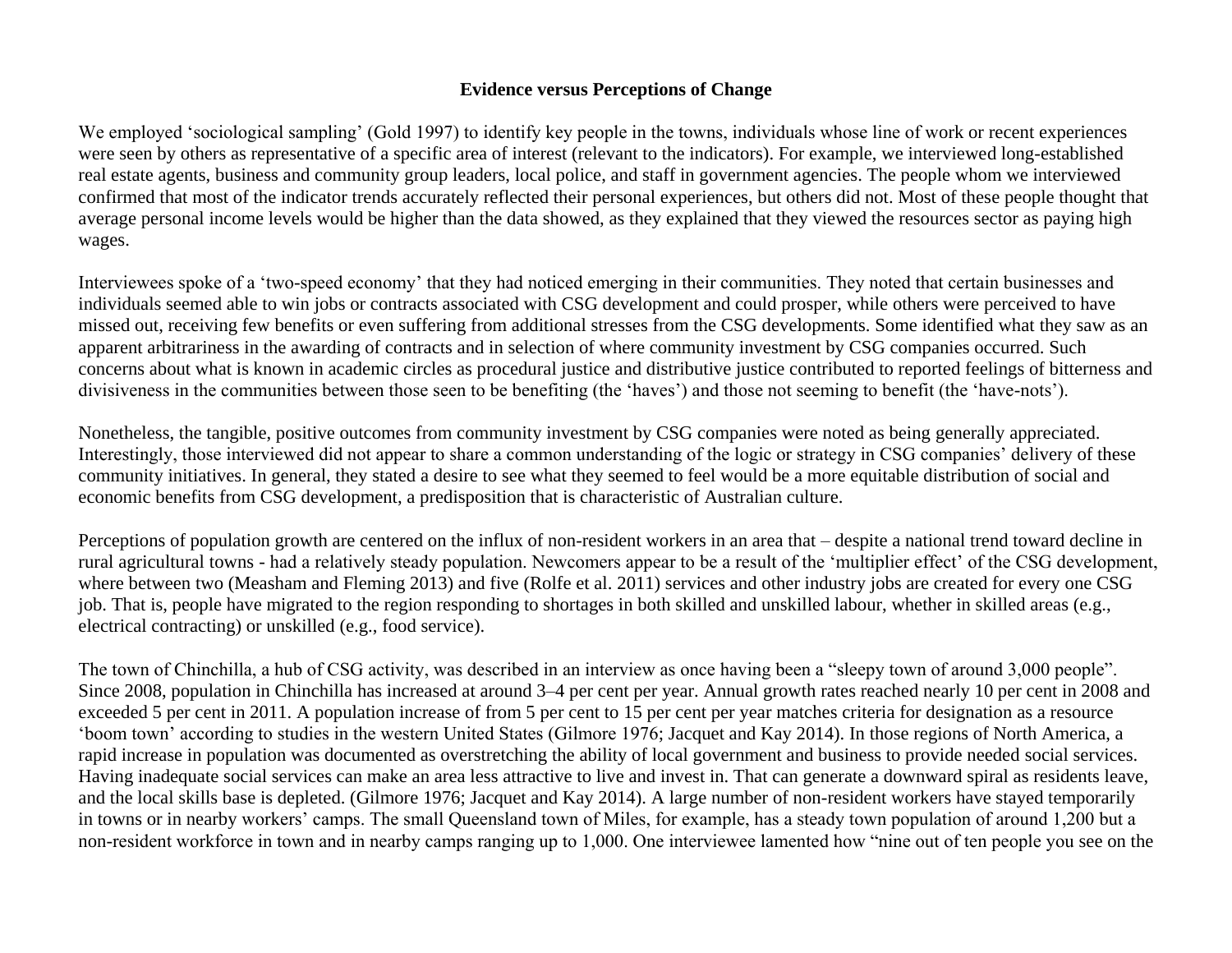## Evidence versus Perceptions of Change

We employed 'sociological sampling' (Gold 1997) to identify key people in the towns, individuals whose line of work or recent experiences were seen by others as representative of a specific area of interest (relevant to the indicators). For example, we interviewed long-established real estate agents, business and community group leaders, local police, and staff in government agencies. The people whom we interviewed confirmed that most of the indicator trends accurately reflected their personal experiences, but others did not. Most of these people thought that average personal income levels would be higher than the data showed, as they explained that they viewed the resources sector as paying high wages.

Interviewees spoke of a 'two-speed economy' that they had noticed emerging in their communities. They noted that certain businesses and individuals seemed able to win jobs or contracts associated with CSG development and could prosper, while others were perceived to have missed out, receiving few benefits or even suffering from additional stresses from the CSG developments. Some identified what they saw as an apparent arbitrariness in the awarding of contracts and in selection of where community investment by CSG companies occurred. Such concerns about what is known in academic circles as procedural justice and distributive justice contributed to reported feelings of bitterness and divisiveness in the communities between those seen to be benefiting (the 'haves') and those not seeming to benefit (the 'have-nots').

Nonetheless, the tangible, positive outcomes from community investment by CSG companies were noted as being generally appreciated. Interestingly, those interviewed did not appear to share a common understanding of the logic or strategy in CSG companies' delivery of these community initiatives. In general, they stated a desire to see what they seemed to feel would be a more equitable distribution of social and economic benefits from CSG development, a predisposition that is characteristic of Australian culture.

Perceptions of population growth are centered on the influx of non-resident workers in an area that – despite a national trend toward decline in rural agricultural towns - had a relatively steady population. Newcomers appear to be a result of the 'multiplier effect' of the CSG development, where between two (Measham and Fleming 2013) and five (Rolfe et al. 2011) services and other industry jobs are created for every one CSG job. That is, people have migrated to the region responding to shortages in both skilled and unskilled labour, whether in skilled areas (e.g., electrical contracting) or unskilled (e.g., food service).

The town of Chinchilla, a hub of CSG activity, was described in an interview as once having been a "sleepy town of around 3,000 people". Since 2008, population in Chinchilla has increased at around 3–4 per cent per year. Annual growth rates reached nearly 10 per cent in 2008 and exceeded 5 per cent in 2011. A population increase of from 5 per cent to 15 per cent per year matches criteria for designation as a resource 'boom town' according to studies in the western United States (Gilmore 1976; Jacquet and Kay 2014). In those regions of North America, a rapid increase in population was documented as overstretching the ability of local government and business to provide needed social services. Having inadequate social services can make an area less attractive to live and invest in. That can generate a downward spiral as residents leave, and the local skills base is depleted. (Gilmore 1976; Jacquet and Kay 2014). A large number of non-resident workers have stayed temporarily in towns or in nearby workers' camps. The small Queensland town of Miles, for example, has a steady town population of around 1,200 but a non-resident workforce in town and in nearby camps ranging up to 1,000. One interviewee lamented how "nine out of ten people you see on the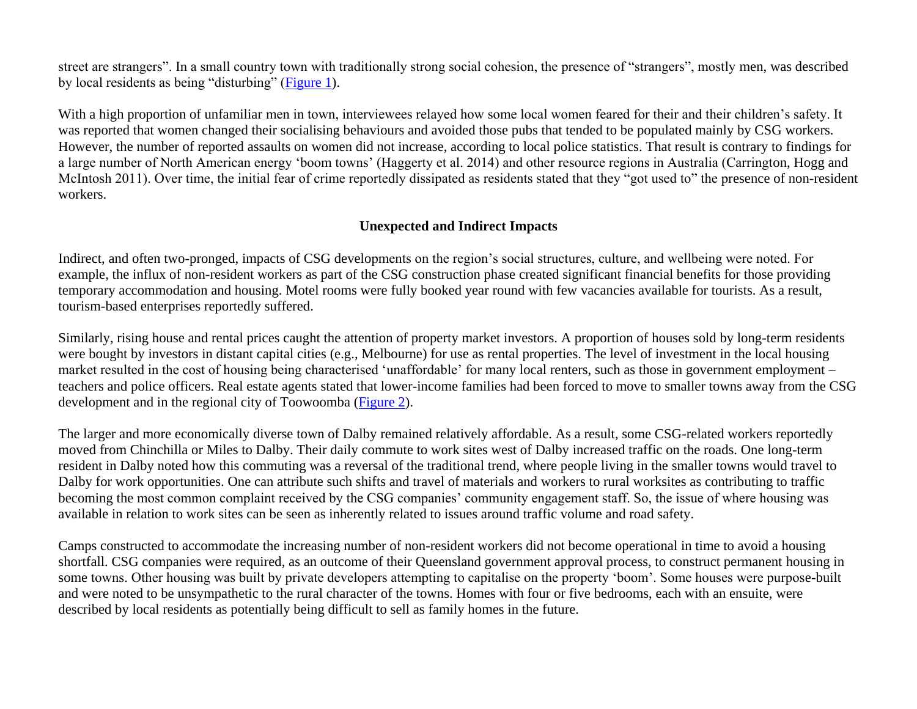street are strangers". In a small country town with traditionally strong social cohesion, the presence of "strangers", mostly men, was described by local residents as being "disturbing" (Figure 1).

With a high proportion of unfamiliar men in town, interviewees relayed how some local women feared for their and their children's safety. It was reported that women changed their socialising behaviours and avoided those pubs that tended to be populated mainly by CSG workers. However, the number of reported assaults on women did not increase, according to local police statistics. That result is contrary to findings for a large number of North American energy 'boom towns' (Haggerty et al. 2014) and other resource regions in Australia (Carrington, Hogg and McIntosh 2011). Over time, the initial fear of crime reportedly dissipated as residents stated that they "got used to" the presence of non-resident workers.

## Unexpected and Indirect Impacts

Indirect, and often two-pronged, impacts of CSG developments on the region's social structures, culture, and wellbeing were noted. For example, the influx of non-resident workers as part of the CSG construction phase created significant financial benefits for those providing temporary accommodation and housing. Motel rooms were fully booked year round with few vacancies available for tourists. As a result, tourism-based enterprises reportedly suffered.

Similarly, rising house and rental prices caught the attention of property market investors. A proportion of houses sold by long-term residents were bought by investors in distant capital cities (e.g., Melbourne) for use as rental properties. The level of investment in the local housing market resulted in the cost of housing being characterised 'unaffordable' for many local renters, such as those in government employment – teachers and police officers. Real estate agents stated that lower-income families had been forced to move to smaller towns away from the CSG development and in the regional city of Toowoomba (Figure 2).

The larger and more economically diverse town of Dalby remained relatively affordable. As a result, some CSG-related workers reportedly moved from Chinchilla or Miles to Dalby. Their daily commute to work sites west of Dalby increased traffic on the roads. One long-term resident in Dalby noted how this commuting was a reversal of the traditional trend, where people living in the smaller towns would travel to Dalby for work opportunities. One can attribute such shifts and travel of materials and workers to rural worksites as contributing to traffic becoming the most common complaint received by the CSG companies' community engagement staff. So, the issue of where housing was available in relation to work sites can be seen as inherently related to issues around traffic volume and road safety.

Camps constructed to accommodate the increasing number of non-resident workers did not become operational in time to avoid a housing shortfall. CSG companies were required, as an outcome of their Queensland government approval process, to construct permanent housing in some towns. Other housing was built by private developers attempting to capitalise on the property 'boom'. Some houses were purpose-built and were noted to be unsympathetic to the rural character of the towns. Homes with four or five bedrooms, each with an ensuite, were described by local residents as potentially being difficult to sell as family homes in the future.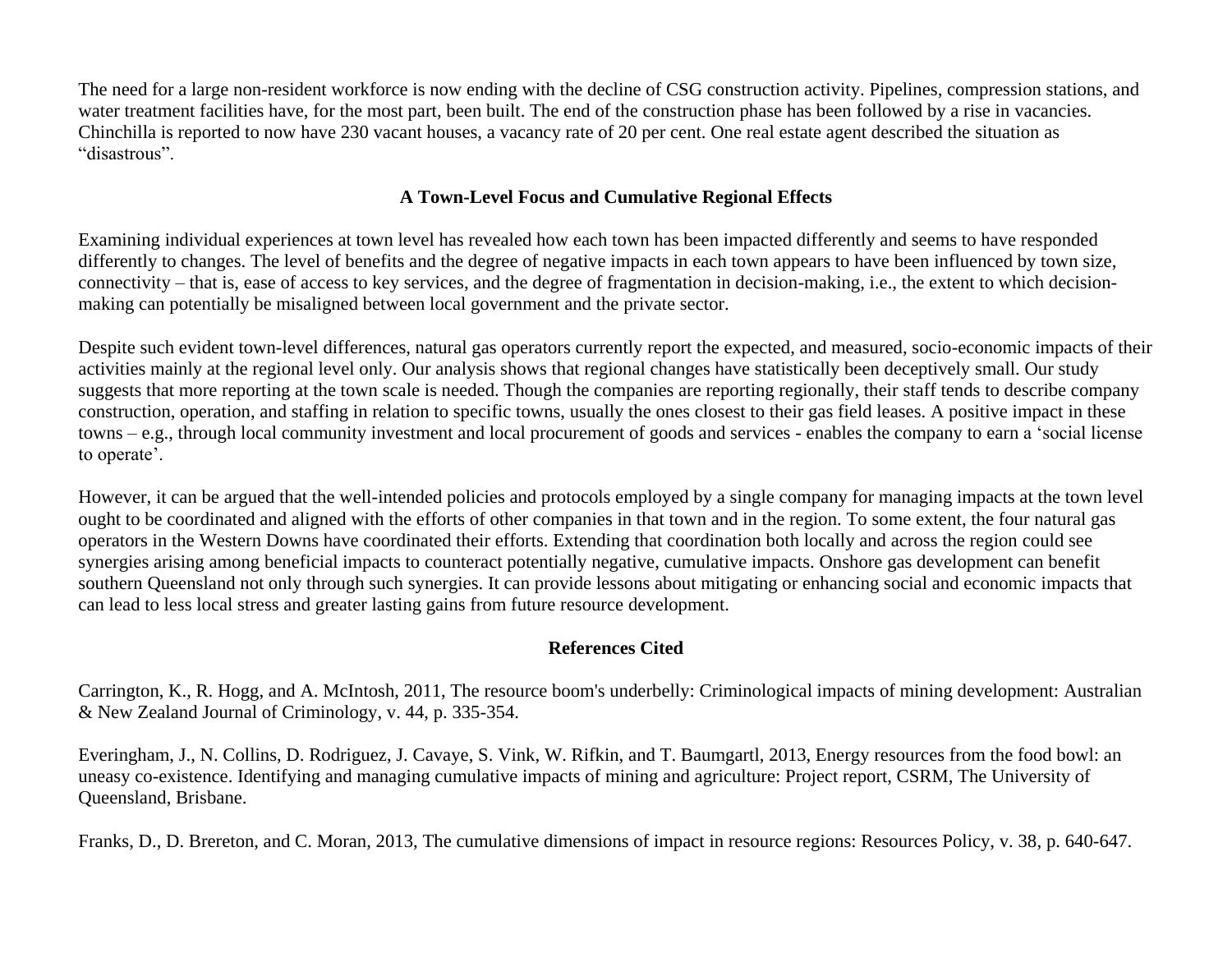The need for a large non-resident workforce is now ending with the decline of CSG construction activity. Pipelines, compression stations, and water treatment facilities have, for the most part, been built. The end of the construction phase has been followed by a rise in vacancies. Chinchilla is reported to now have 230 vacant houses, a vacancy rate of 20 per cent. One real estate agent described the situation as "disastrous".

## A Town-Level Focus and Cumulative Regional Effects

Examining individual experiences at town level has revealed how each town has been impacted differently and seems to have responded differently to changes. The level of benefits and the degree of negative impacts in each town appears to have been influenced by town size, connectivity – that is, ease of access to key services, and the degree of fragmentation in decision-making, i.e., the extent to which decision-making can potentially be misaligned between local government and the private sector.

Despite such evident town-level differences, natural gas operators currently report the expected, and measured, socio-economic impacts of their activities mainly at the regional level only. Our analysis shows that regional changes have statistically been deceptively small. Our study suggests that more reporting at the town scale is needed. Though the companies are reporting regionally, their staff tends to describe company construction, operation, and staffing in relation to specific towns, usually the ones closest to their gas field leases. A positive impact in these towns – e.g., through local community investment and local procurement of goods and services - enables the company to earn a 'social license to operate'.

However, it can be argued that the well-intended policies and protocols employed by a single company for managing impacts at the town level ought to be coordinated and aligned with the efforts of other companies in that town and in the region. To some extent, the four natural gas operators in the Western Downs have coordinated their efforts. Extending that coordination both locally and across the region could see synergies arising among beneficial impacts to counteract potentially negative, cumulative impacts. Onshore gas development can benefit southern Queensland not only through such synergies. It can provide lessons about mitigating or enhancing social and economic impacts that can lead to less local stress and greater lasting gains from future resource development.

## References Cited

Carrington, K., R. Hogg, and A. McIntosh, 2011, The resource boom's underbelly: Criminological impacts of mining development: Australian & New Zealand Journal of Criminology, v. 44, p. 335-354.

Everingham, J., N. Collins, D. Rodriguez, J. Cavaye, S. Vink, W. Rifkin, and T. Baumgartl, 2013, Energy resources from the food bowl: an uneasy co-existence. Identifying and managing cumulative impacts of mining and agriculture: Project report, CSRM, The University of Queensland, Brisbane.

Franks, D., D. Brereton, and C. Moran, 2013, The cumulative dimensions of impact in resource regions: Resources Policy, v. 38, p. 640-647.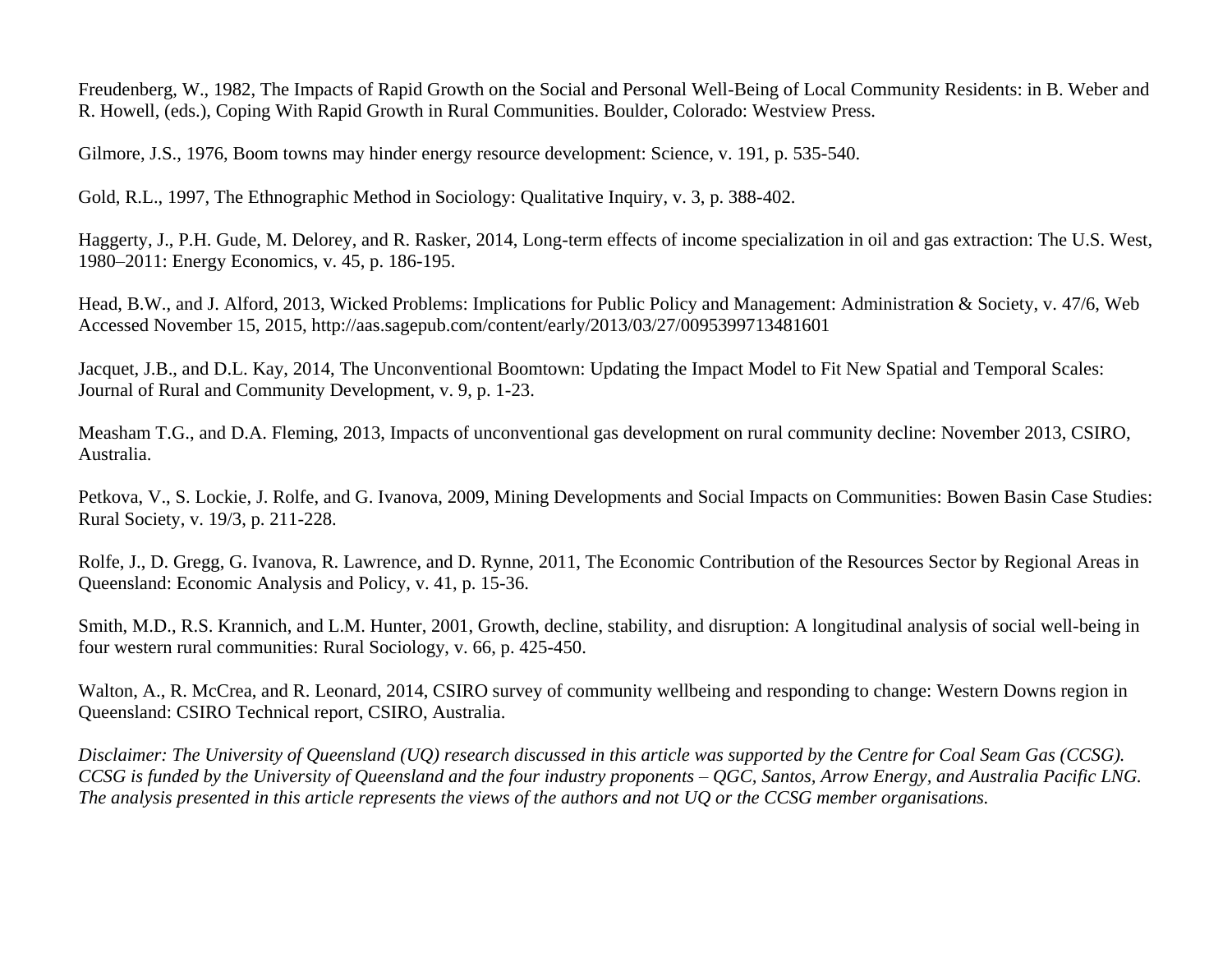Freudenberg, W., 1982, The Impacts of Rapid Growth on the Social and Personal Well-Being of Local Community Residents: in B. Weber and R. Howell, (eds.), Coping With Rapid Growth in Rural Communities. Boulder, Colorado: Westview Press.

Gilmore, J.S., 1976, Boom towns may hinder energy resource development: Science, v. 191, p. 535-540.

Gold, R.L., 1997, The Ethnographic Method in Sociology: Qualitative Inquiry, v. 3, p. 388-402.

Haggerty, J., P.H. Gude, M. Delorey, and R. Rasker, 2014, Long-term effects of income specialization in oil and gas extraction: The U.S. West, 1980–2011: Energy Economics, v. 45, p. 186-195.

Head, B.W., and J. Alford, 2013, Wicked Problems: Implications for Public Policy and Management: Administration & Society, v. 47/6, Web Accessed November 15, 2015, http://aas.sagepub.com/content/early/2013/03/27/0095399713481601

Jacquet, J.B., and D.L. Kay, 2014, The Unconventional Boomtown: Updating the Impact Model to Fit New Spatial and Temporal Scales: Journal of Rural and Community Development, v. 9, p. 1-23.

Measham T.G., and D.A. Fleming, 2013, Impacts of unconventional gas development on rural community decline: November 2013, CSIRO, Australia.

Petkova, V., S. Lockie, J. Rolfe, and G. Ivanova, 2009, Mining Developments and Social Impacts on Communities: Bowen Basin Case Studies: Rural Society, v. 19/3, p. 211-228.

Rolfe, J., D. Gregg, G. Ivanova, R. Lawrence, and D. Rynne, 2011, The Economic Contribution of the Resources Sector by Regional Areas in Queensland: Economic Analysis and Policy, v. 41, p. 15-36.

Smith, M.D., R.S. Krannich, and L.M. Hunter, 2001, Growth, decline, stability, and disruption: A longitudinal analysis of social well-being in four western rural communities: Rural Sociology, v. 66, p. 425-450.

Walton, A., R. McCrea, and R. Leonard, 2014, CSIRO survey of community wellbeing and responding to change: Western Downs region in Queensland: CSIRO Technical report, CSIRO, Australia.

*Disclaimer: The University of Queensland (UQ) research discussed in this article was supported by the Centre for Coal Seam Gas (CCSG). CCSG is funded by the University of Queensland and the four industry proponents – QGC, Santos, Arrow Energy, and Australia Pacific LNG. The analysis presented in this article represents the views of the authors and not UQ or the CCSG member organisations.*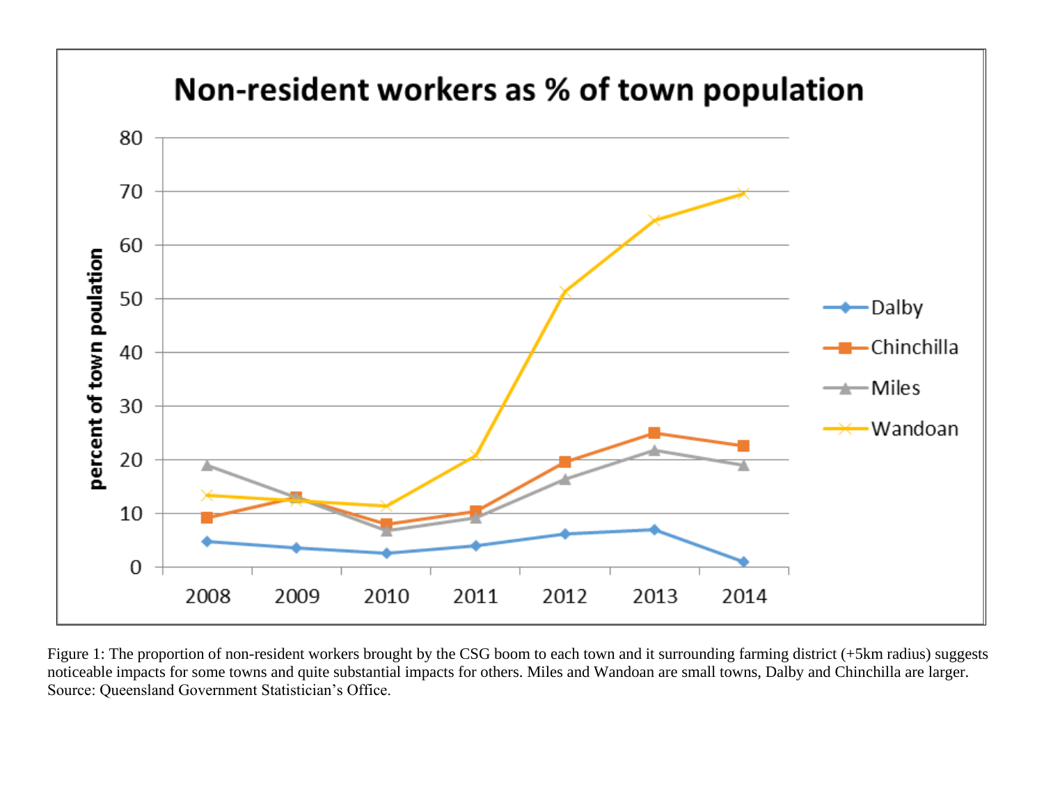Figure 1: The proportion of non-resident workers brought by the CSG boom to each town and it surrounding farming district (+5km radius) suggests noticeable impacts for some towns and quite substantial impacts for others. Miles and Wandoan are small towns, Dalby and Chinchilla are larger. Source: Queensland Government Statistician's Office.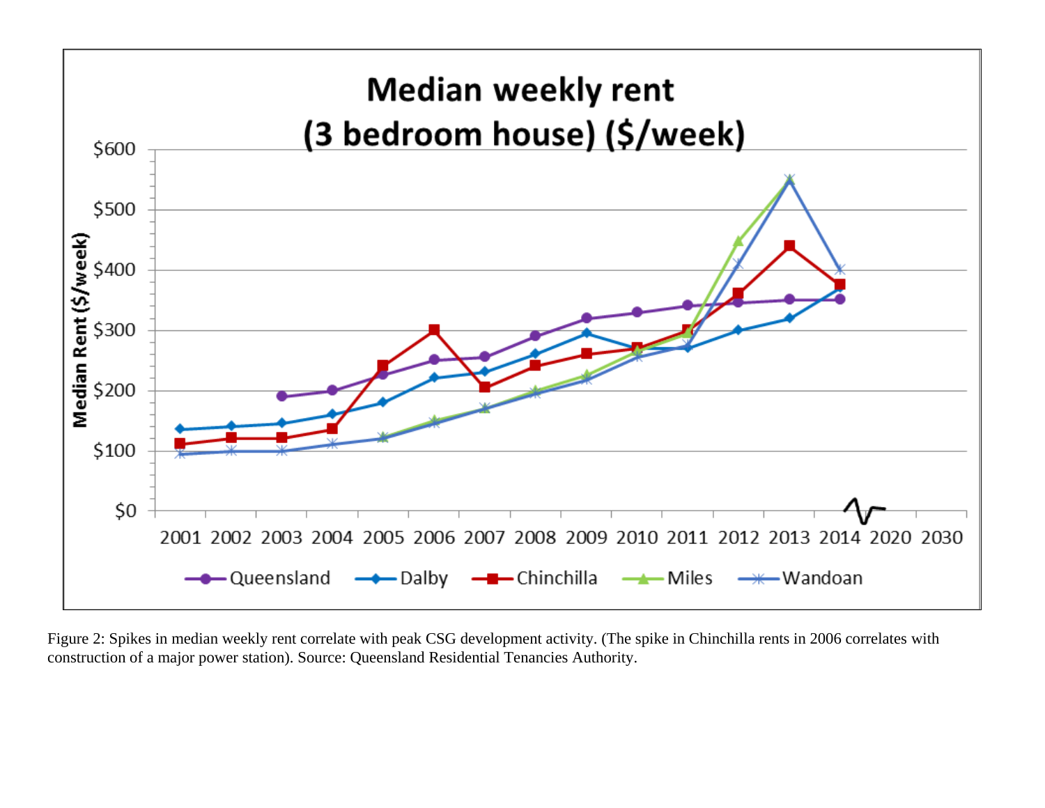Median weekly rent
(3 bedroom house) ($/week)

Median Rent ($/week)

$600
$500
$400
$300
$200
$100
$0

2001 2002 2003 2004 2005 2006 2007 2008 2009 2010 2011 2012 2013 2014 2020 2030

Queensland
Dalby
Chinchilla
Miles
Wandoan

Figure 2: Spikes in median weekly rent correlate with peak CSG development activity. (The spike in Chinchilla rents in 2006 correlates with construction of a major power station). Source: Queensland Residential Tenancies Authority.